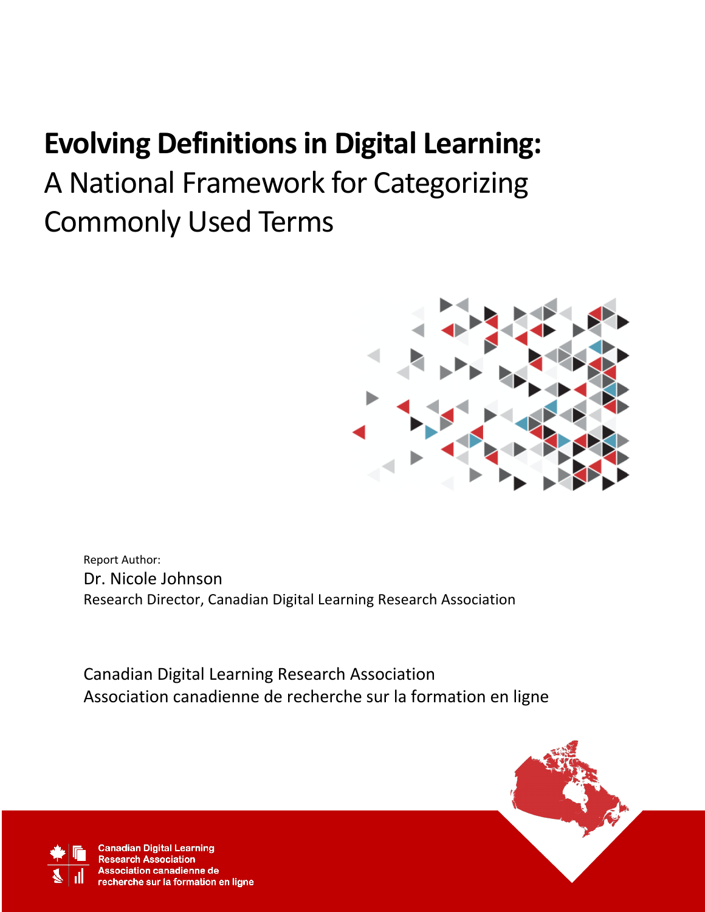# Evolving Definitions in Digital Learning:
## A National Framework for Categorizing Commonly Used Terms

Report Author:
Dr. Nicole Johnson
Research Director, Canadian Digital Learning Research Association

Canadian Digital Learning Research Association
Association canadienne de recherche sur la formation en ligne

Canadian Digital Learning Research Association
Association canadienne de recherche sur la formation en ligne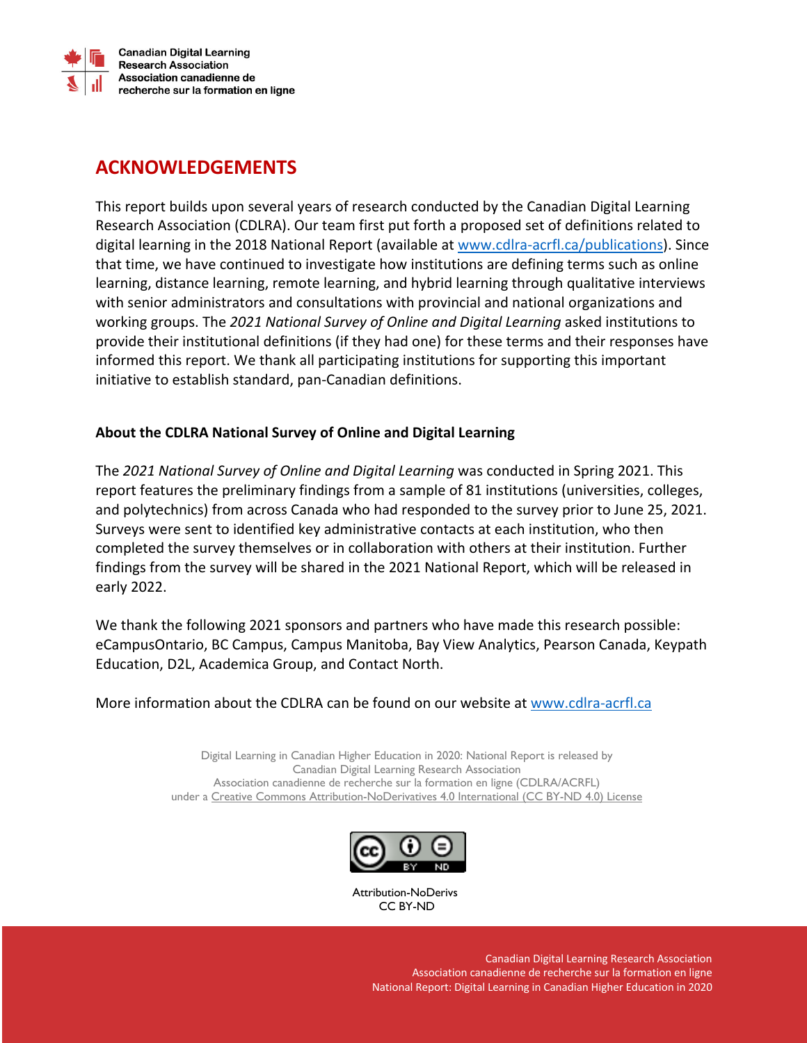## ACKNOWLEDGEMENTS

This report builds upon several years of research conducted by the Canadian Digital Learning Research Association (CDLRA). Our team first put forth a proposed set of definitions related to digital learning in the 2018 National Report (available at [www.cdlra-acrfl.ca/publications](www.cdlra-acrfl.ca/publications)). Since that time, we have continued to investigate how institutions are defining terms such as online learning, distance learning, remote learning, and hybrid learning through qualitative interviews with senior administrators and consultations with provincial and national organizations and working groups. The *2021 National Survey of Online and Digital Learning* asked institutions to provide their institutional definitions (if they had one) for these terms and their responses have informed this report. We thank all participating institutions for supporting this important initiative to establish standard, pan-Canadian definitions.

### About the CDLRA National Survey of Online and Digital Learning

The *2021 National Survey of Online and Digital Learning* was conducted in Spring 2021. This report features the preliminary findings from a sample of 81 institutions (universities, colleges, and polytechnics) from across Canada who had responded to the survey prior to June 25, 2021. Surveys were sent to identified key administrative contacts at each institution, who then completed the survey themselves or in collaboration with others at their institution. Further findings from the survey will be shared in the 2021 National Report, which will be released in early 2022.

We thank the following 2021 sponsors and partners who have made this research possible: eCampusOntario, BC Campus, Campus Manitoba, Bay View Analytics, Pearson Canada, Keypath Education, D2L, Academica Group, and Contact North.

More information about the CDLRA can be found on our website at [www.cdlra-acrfl.ca](www.cdlra-acrfl.ca)

Digital Learning in Canadian Higher Education in 2020: National Report is released by Canadian Digital Learning Research Association Association canadienne de recherche sur la formation en ligne (CDLRA/ACRFL) under a Creative Commons Attribution-NoDerivatives 4.0 International (CC BY-ND 4.0) License

Attribution-NoDerivs
CC BY-ND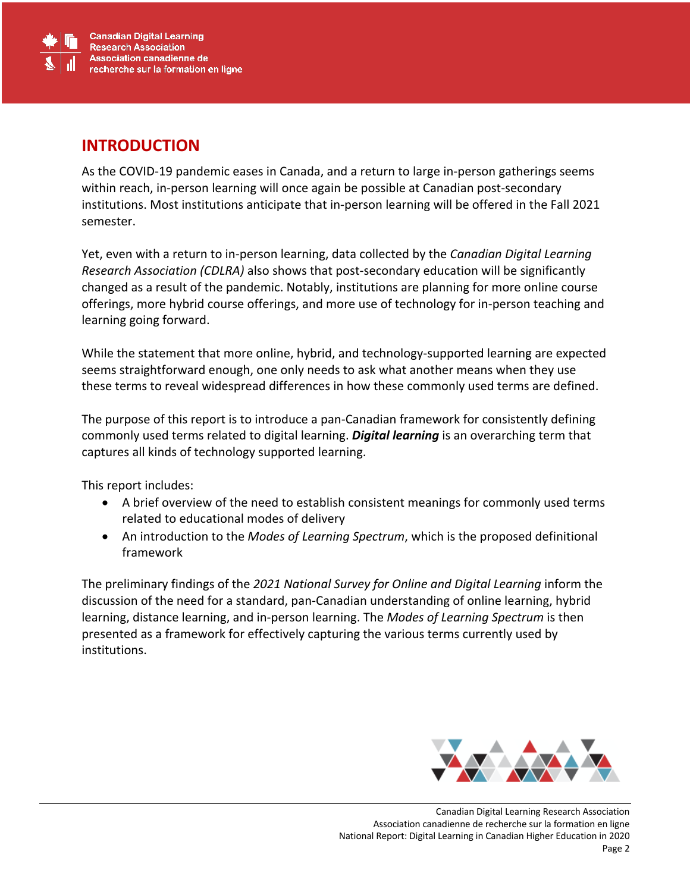## INTRODUCTION

As the COVID-19 pandemic eases in Canada, and a return to large in-person gatherings seems within reach, in-person learning will once again be possible at Canadian post-secondary institutions. Most institutions anticipate that in-person learning will be offered in the Fall 2021 semester.

Yet, even with a return to in-person learning, data collected by the *Canadian Digital Learning Research Association (CDLRA)* also shows that post-secondary education will be significantly changed as a result of the pandemic. Notably, institutions are planning for more online course offerings, more hybrid course offerings, and more use of technology for in-person teaching and learning going forward.

While the statement that more online, hybrid, and technology-supported learning are expected seems straightforward enough, one only needs to ask what another means when they use these terms to reveal widespread differences in how these commonly used terms are defined.

The purpose of this report is to introduce a pan-Canadian framework for consistently defining commonly used terms related to digital learning. ***Digital learning*** is an overarching term that captures all kinds of technology supported learning.

This report includes:

- A brief overview of the need to establish consistent meanings for commonly used terms related to educational modes of delivery
- An introduction to the *Modes of Learning Spectrum*, which is the proposed definitional framework

The preliminary findings of the *2021 National Survey for Online and Digital Learning* inform the discussion of the need for a standard, pan-Canadian understanding of online learning, hybrid learning, distance learning, and in-person learning. The *Modes of Learning Spectrum* is then presented as a framework for effectively capturing the various terms currently used by institutions.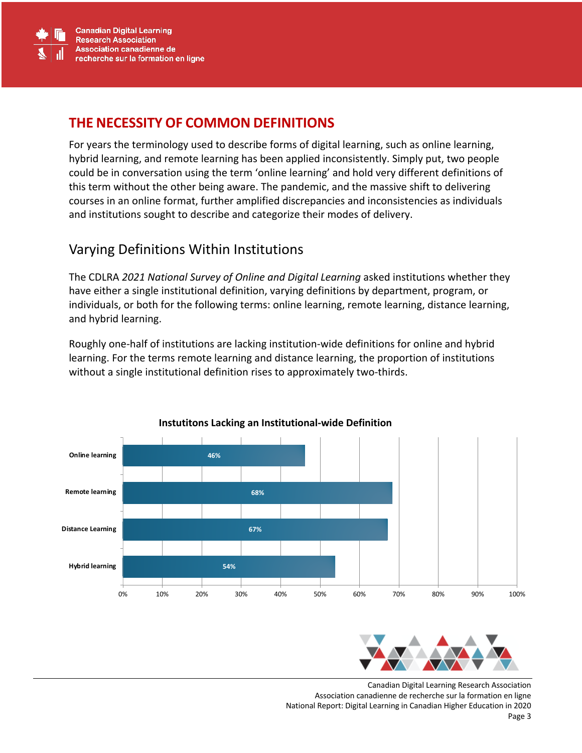## THE NECESSITY OF COMMON DEFINITIONS

For years the terminology used to describe forms of digital learning, such as online learning, hybrid learning, and remote learning has been applied inconsistently. Simply put, two people could be in conversation using the term 'online learning' and hold very different definitions of this term without the other being aware. The pandemic, and the massive shift to delivering courses in an online format, further amplified discrepancies and inconsistencies as individuals and institutions sought to describe and categorize their modes of delivery.

### Varying Definitions Within Institutions

The CDLRA *2021 National Survey of Online and Digital Learning* asked institutions whether they have either a single institutional definition, varying definitions by department, program, or individuals, or both for the following terms: online learning, remote learning, distance learning, and hybrid learning.

Roughly one-half of institutions are lacking institution-wide definitions for online and hybrid learning. For the terms remote learning and distance learning, the proportion of institutions without a single institutional definition rises to approximately two-thirds.

**Instutitons Lacking an Institutional-wide Definition**

| Term | Percentage |
|---|---|
| Online learning | 46% |
| Remote learning | 68% |
| Distance Learning | 67% |
| Hybrid learning | 54% |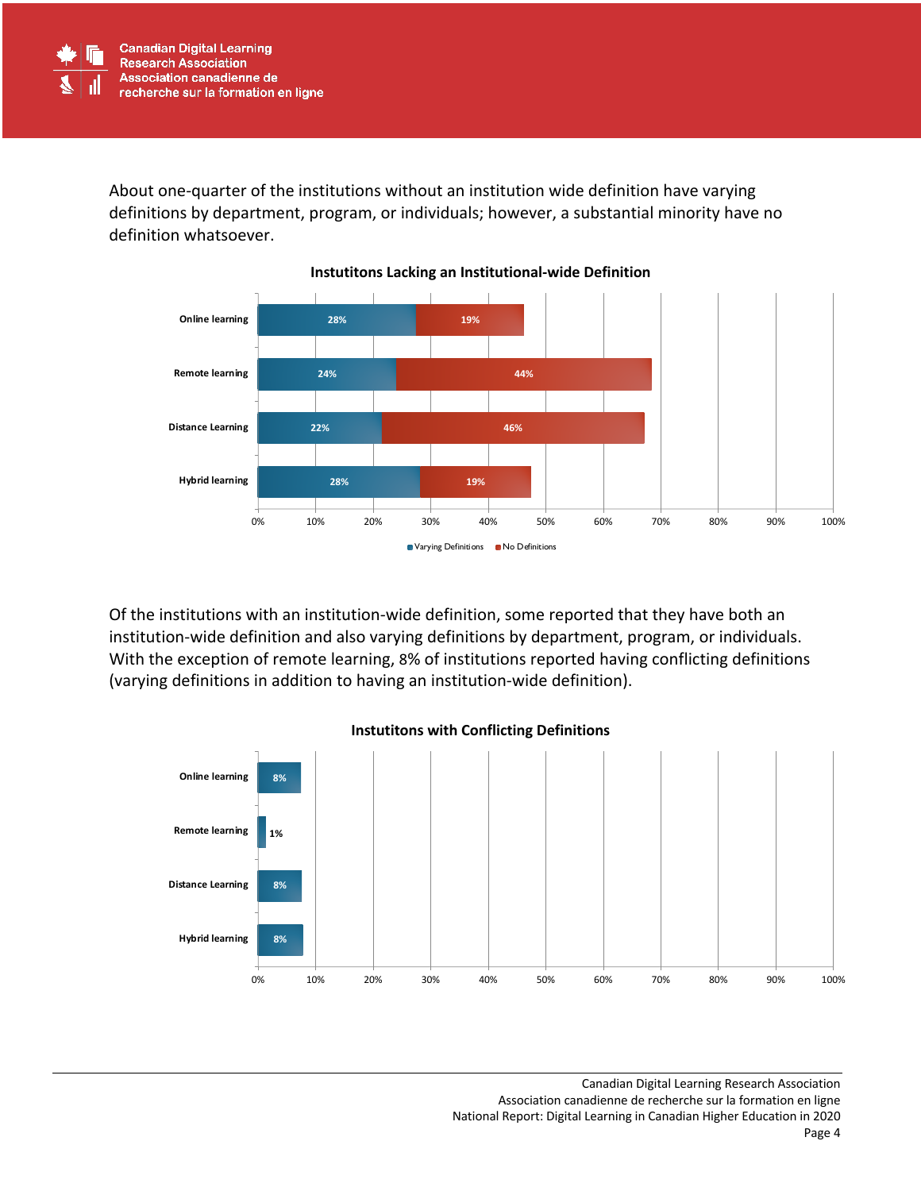About one-quarter of the institutions without an institution wide definition have varying definitions by department, program, or individuals; however, a substantial minority have no definition whatsoever.

**Instutitons Lacking an Institutional-wide Definition**

| | Varying Definitions | No Definitions |
|---|---|---|
| Online learning | 28% | 19% |
| Remote learning | 24% | 44% |
| Distance Learning | 22% | 46% |
| Hybrid learning | 28% | 19% |

Of the institutions with an institution-wide definition, some reported that they have both an institution-wide definition and also varying definitions by department, program, or individuals. With the exception of remote learning, 8% of institutions reported having conflicting definitions (varying definitions in addition to having an institution-wide definition).

**Instutitons with Conflicting Definitions**

| | Conflicting Definitions |
|---|---|
| Online learning | 8% |
| Remote learning | 1% |
| Distance Learning | 8% |
| Hybrid learning | 8% |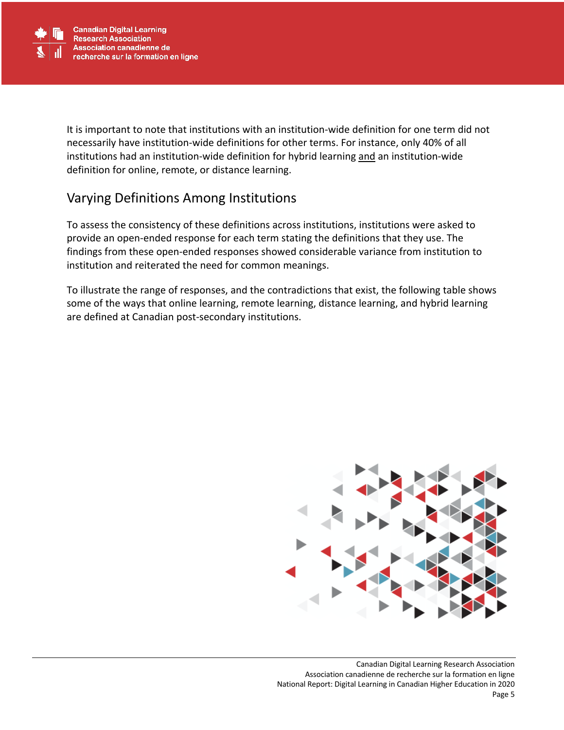It is important to note that institutions with an institution-wide definition for one term did not necessarily have institution-wide definitions for other terms. For instance, only 40% of all institutions had an institution-wide definition for hybrid learning <u>and</u> an institution-wide definition for online, remote, or distance learning.

## Varying Definitions Among Institutions

To assess the consistency of these definitions across institutions, institutions were asked to provide an open-ended response for each term stating the definitions that they use. The findings from these open-ended responses showed considerable variance from institution to institution and reiterated the need for common meanings.

To illustrate the range of responses, and the contradictions that exist, the following table shows some of the ways that online learning, remote learning, distance learning, and hybrid learning are defined at Canadian post-secondary institutions.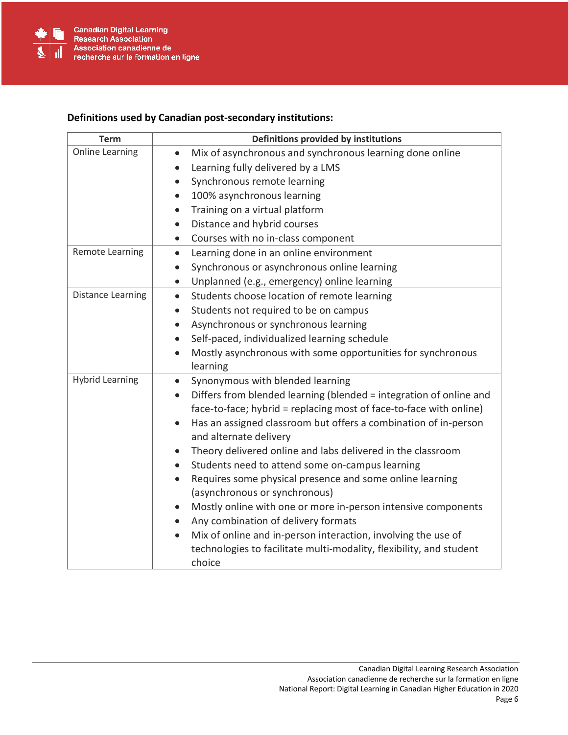**Definitions used by Canadian post-secondary institutions:**

| Term | Definitions provided by institutions |
|---|---|
| Online Learning | • Mix of asynchronous and synchronous learning done online<br>• Learning fully delivered by a LMS<br>• Synchronous remote learning<br>• 100% asynchronous learning<br>• Training on a virtual platform<br>• Distance and hybrid courses<br>• Courses with no in-class component |
| Remote Learning | • Learning done in an online environment<br>• Synchronous or asynchronous online learning<br>• Unplanned (e.g., emergency) online learning |
| Distance Learning | • Students choose location of remote learning<br>• Students not required to be on campus<br>• Asynchronous or synchronous learning<br>• Self-paced, individualized learning schedule<br>• Mostly asynchronous with some opportunities for synchronous learning |
| Hybrid Learning | • Synonymous with blended learning<br>• Differs from blended learning (blended = integration of online and face-to-face; hybrid = replacing most of face-to-face with online)<br>• Has an assigned classroom but offers a combination of in-person and alternate delivery<br>• Theory delivered online and labs delivered in the classroom<br>• Students need to attend some on-campus learning<br>• Requires some physical presence and some online learning (asynchronous or synchronous)<br>• Mostly online with one or more in-person intensive components<br>• Any combination of delivery formats<br>• Mix of online and in-person interaction, involving the use of technologies to facilitate multi-modality, flexibility, and student choice |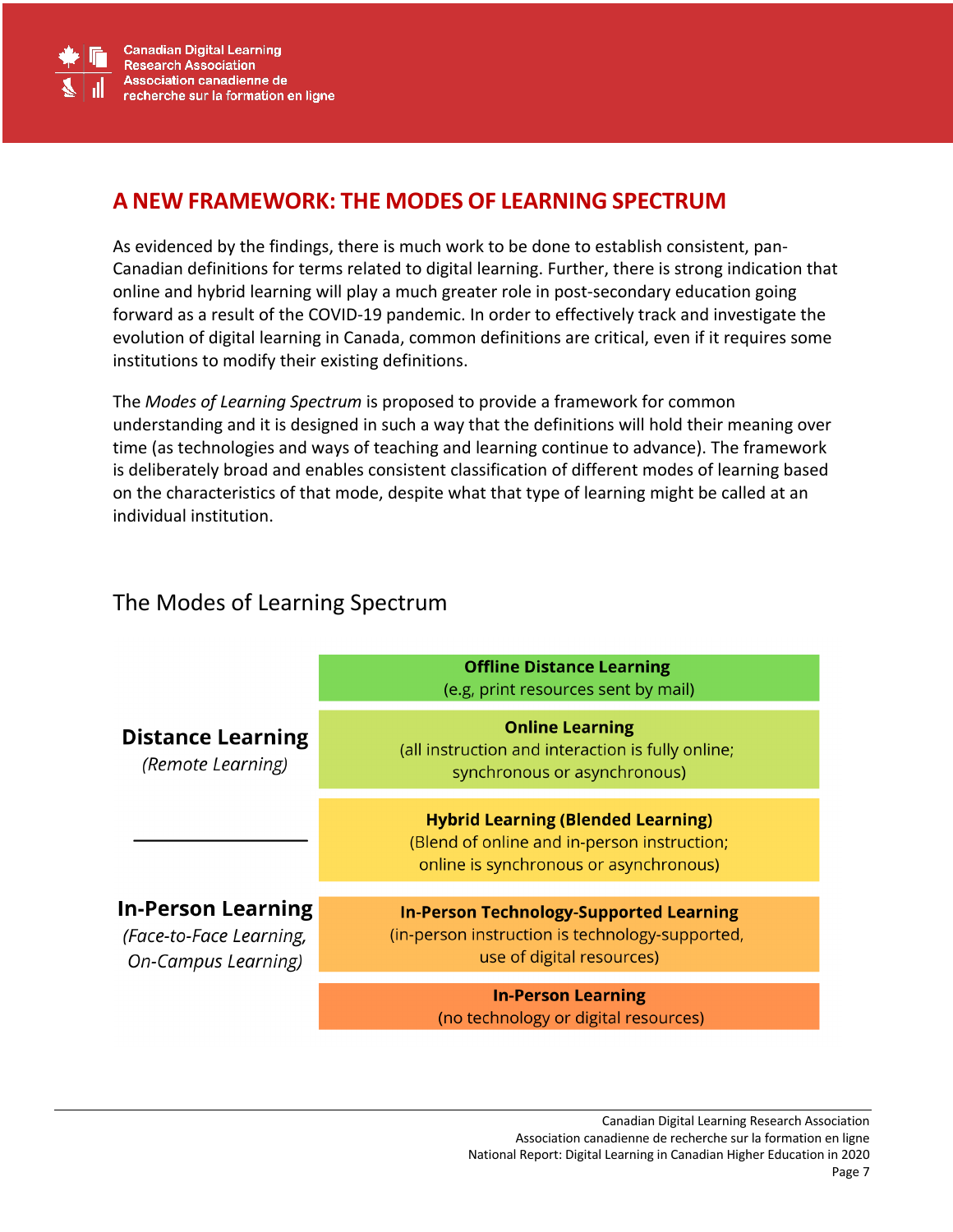## A NEW FRAMEWORK: THE MODES OF LEARNING SPECTRUM

As evidenced by the findings, there is much work to be done to establish consistent, pan-Canadian definitions for terms related to digital learning. Further, there is strong indication that online and hybrid learning will play a much greater role in post-secondary education going forward as a result of the COVID-19 pandemic. In order to effectively track and investigate the evolution of digital learning in Canada, common definitions are critical, even if it requires some institutions to modify their existing definitions.

The *Modes of Learning Spectrum* is proposed to provide a framework for common understanding and it is designed in such a way that the definitions will hold their meaning over time (as technologies and ways of teaching and learning continue to advance). The framework is deliberately broad and enables consistent classification of different modes of learning based on the characteristics of that mode, despite what that type of learning might be called at an individual institution.

### The Modes of Learning Spectrum

| | |
|---|---|
| **Distance Learning** *(Remote Learning)* | **Offline Distance Learning** (e.g, print resources sent by mail) |
| | **Online Learning** (all instruction and interaction is fully online; synchronous or asynchronous) |
| | **Hybrid Learning (Blended Learning)** (Blend of online and in-person instruction; online is synchronous or asynchronous) |
| **In-Person Learning** *(Face-to-Face Learning, On-Campus Learning)* | **In-Person Technology-Supported Learning** (in-person instruction is technology-supported, use of digital resources) |
| | **In-Person Learning** (no technology or digital resources) |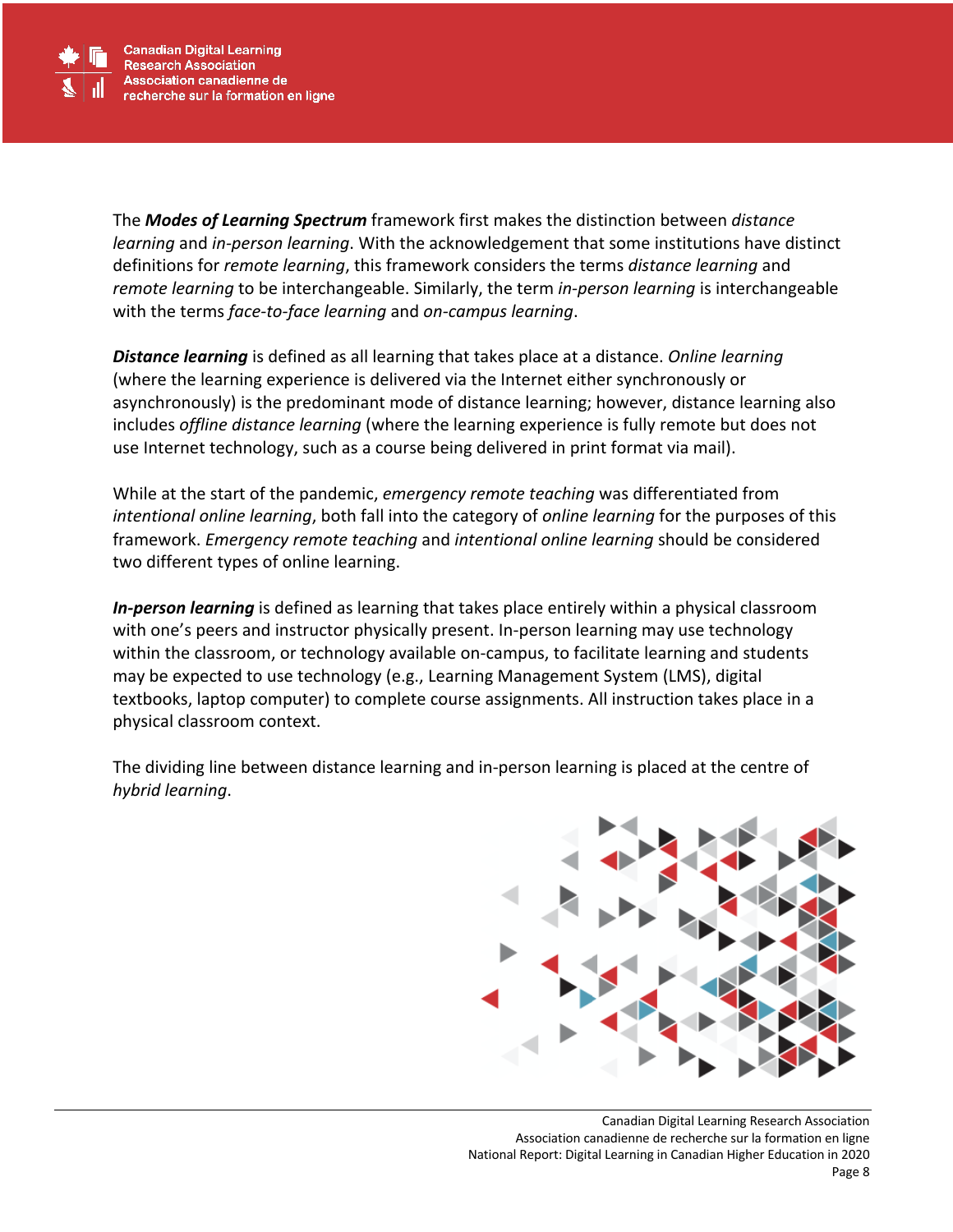The ***Modes of Learning Spectrum*** framework first makes the distinction between *distance learning* and *in-person learning*. With the acknowledgement that some institutions have distinct definitions for *remote learning*, this framework considers the terms *distance learning* and *remote learning* to be interchangeable. Similarly, the term *in-person learning* is interchangeable with the terms *face-to-face learning* and *on-campus learning*.

***Distance learning*** is defined as all learning that takes place at a distance. *Online learning* (where the learning experience is delivered via the Internet either synchronously or asynchronously) is the predominant mode of distance learning; however, distance learning also includes *offline distance learning* (where the learning experience is fully remote but does not use Internet technology, such as a course being delivered in print format via mail).

While at the start of the pandemic, *emergency remote teaching* was differentiated from *intentional online learning*, both fall into the category of *online learning* for the purposes of this framework. *Emergency remote teaching* and *intentional online learning* should be considered two different types of online learning.

***In-person learning*** is defined as learning that takes place entirely within a physical classroom with one's peers and instructor physically present. In-person learning may use technology within the classroom, or technology available on-campus, to facilitate learning and students may be expected to use technology (e.g., Learning Management System (LMS), digital textbooks, laptop computer) to complete course assignments. All instruction takes place in a physical classroom context.

The dividing line between distance learning and in-person learning is placed at the centre of *hybrid learning*.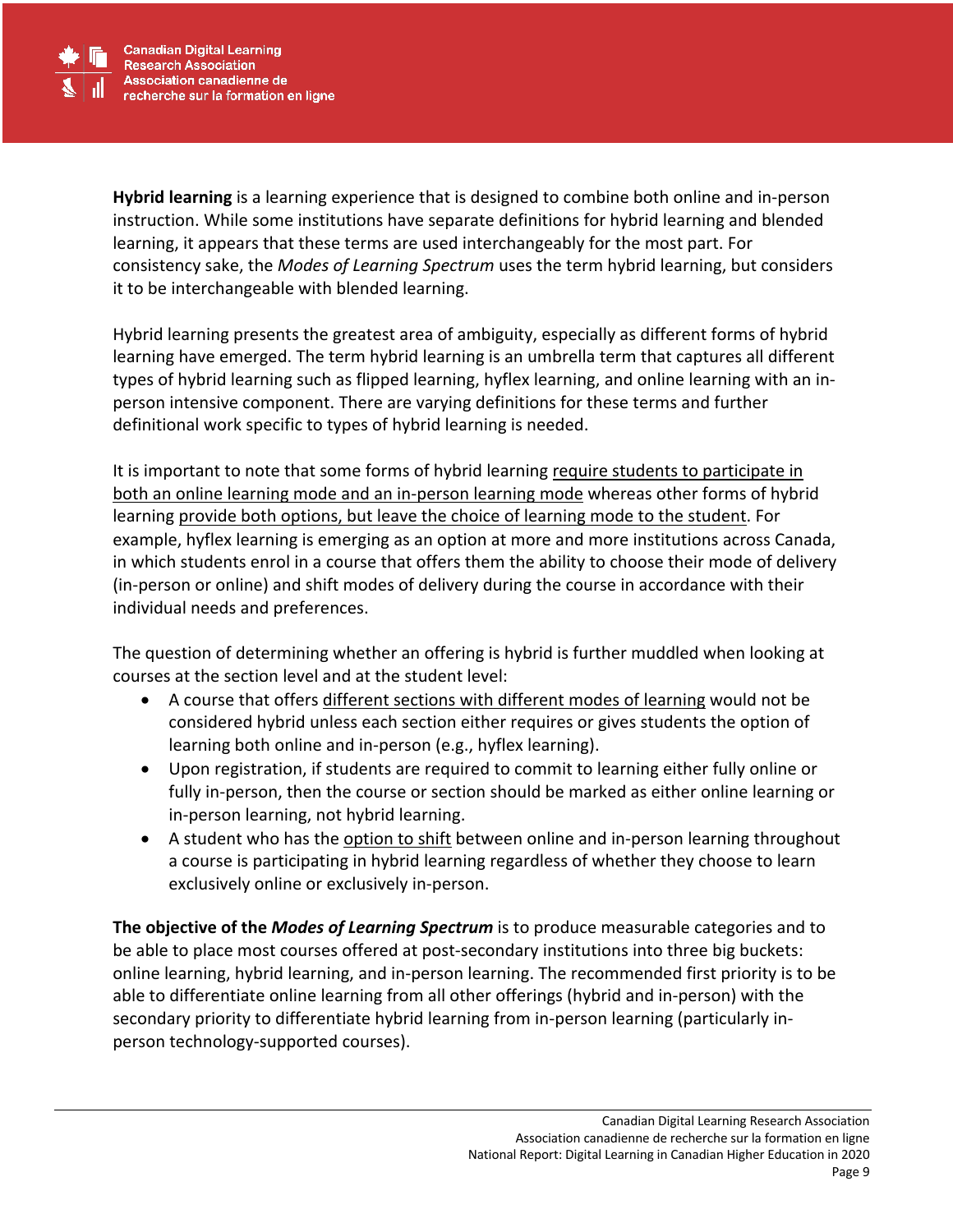**Hybrid learning** is a learning experience that is designed to combine both online and in-person instruction. While some institutions have separate definitions for hybrid learning and blended learning, it appears that these terms are used interchangeably for the most part. For consistency sake, the *Modes of Learning Spectrum* uses the term hybrid learning, but considers it to be interchangeable with blended learning.

Hybrid learning presents the greatest area of ambiguity, especially as different forms of hybrid learning have emerged. The term hybrid learning is an umbrella term that captures all different types of hybrid learning such as flipped learning, hyflex learning, and online learning with an in-person intensive component. There are varying definitions for these terms and further definitional work specific to types of hybrid learning is needed.

It is important to note that some forms of hybrid learning <u>require students to participate in both an online learning mode and an in-person learning mode</u> whereas other forms of hybrid learning <u>provide both options, but leave the choice of learning mode to the student</u>. For example, hyflex learning is emerging as an option at more and more institutions across Canada, in which students enrol in a course that offers them the ability to choose their mode of delivery (in-person or online) and shift modes of delivery during the course in accordance with their individual needs and preferences.

The question of determining whether an offering is hybrid is further muddled when looking at courses at the section level and at the student level:

- A course that offers <u>different sections with different modes of learning</u> would not be considered hybrid unless each section either requires or gives students the option of learning both online and in-person (e.g., hyflex learning).
- Upon registration, if students are required to commit to learning either fully online or fully in-person, then the course or section should be marked as either online learning or in-person learning, not hybrid learning.
- A student who has the <u>option to shift</u> between online and in-person learning throughout a course is participating in hybrid learning regardless of whether they choose to learn exclusively online or exclusively in-person.

**The objective of the *Modes of Learning Spectrum*** is to produce measurable categories and to be able to place most courses offered at post-secondary institutions into three big buckets: online learning, hybrid learning, and in-person learning. The recommended first priority is to be able to differentiate online learning from all other offerings (hybrid and in-person) with the secondary priority to differentiate hybrid learning from in-person learning (particularly in-person technology-supported courses).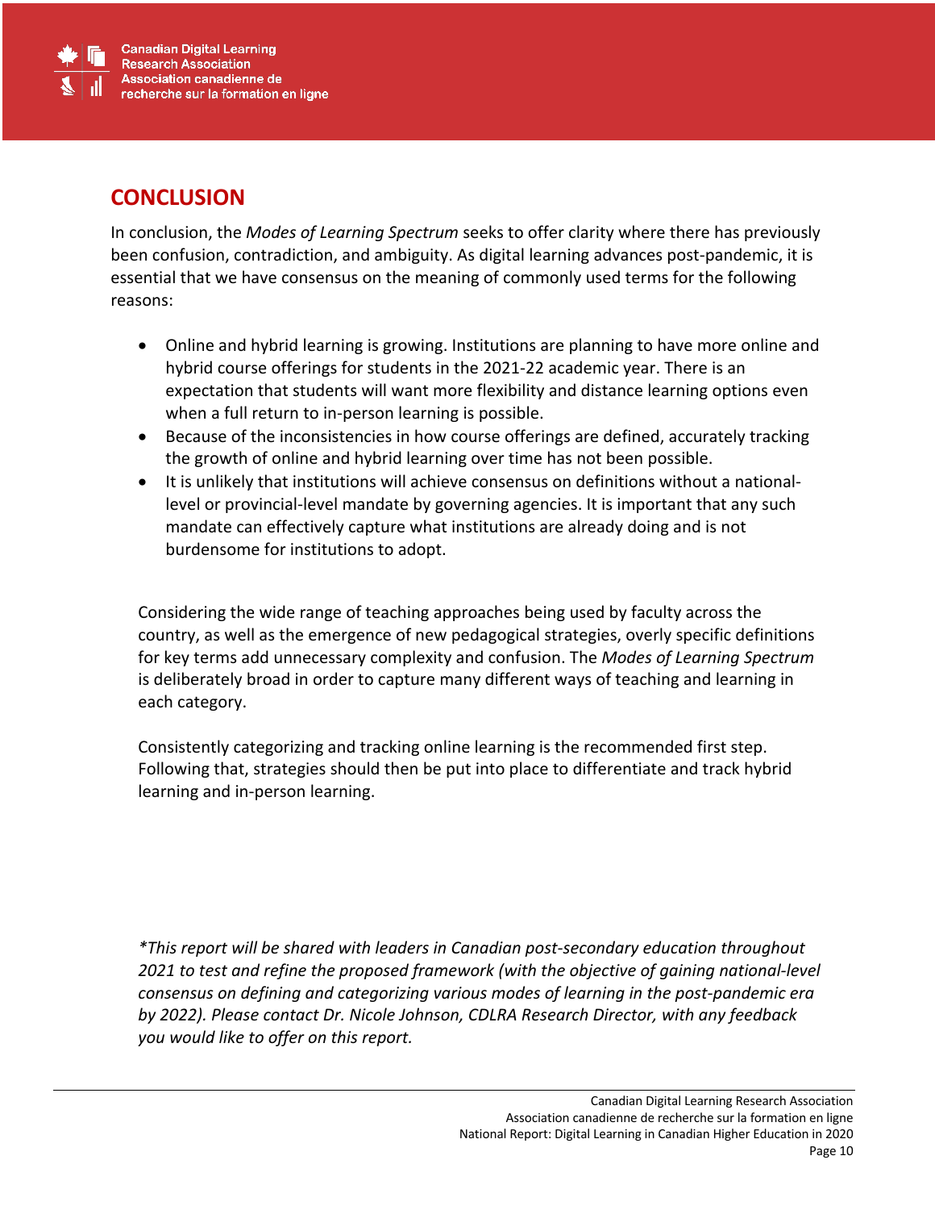# CONCLUSION

In conclusion, the *Modes of Learning Spectrum* seeks to offer clarity where there has previously been confusion, contradiction, and ambiguity. As digital learning advances post-pandemic, it is essential that we have consensus on the meaning of commonly used terms for the following reasons:

- Online and hybrid learning is growing. Institutions are planning to have more online and hybrid course offerings for students in the 2021-22 academic year. There is an expectation that students will want more flexibility and distance learning options even when a full return to in-person learning is possible.
- Because of the inconsistencies in how course offerings are defined, accurately tracking the growth of online and hybrid learning over time has not been possible.
- It is unlikely that institutions will achieve consensus on definitions without a national-level or provincial-level mandate by governing agencies. It is important that any such mandate can effectively capture what institutions are already doing and is not burdensome for institutions to adopt.

Considering the wide range of teaching approaches being used by faculty across the country, as well as the emergence of new pedagogical strategies, overly specific definitions for key terms add unnecessary complexity and confusion. The *Modes of Learning Spectrum* is deliberately broad in order to capture many different ways of teaching and learning in each category.

Consistently categorizing and tracking online learning is the recommended first step. Following that, strategies should then be put into place to differentiate and track hybrid learning and in-person learning.

*\*This report will be shared with leaders in Canadian post-secondary education throughout 2021 to test and refine the proposed framework (with the objective of gaining national-level consensus on defining and categorizing various modes of learning in the post-pandemic era by 2022). Please contact Dr. Nicole Johnson, CDLRA Research Director, with any feedback you would like to offer on this report.*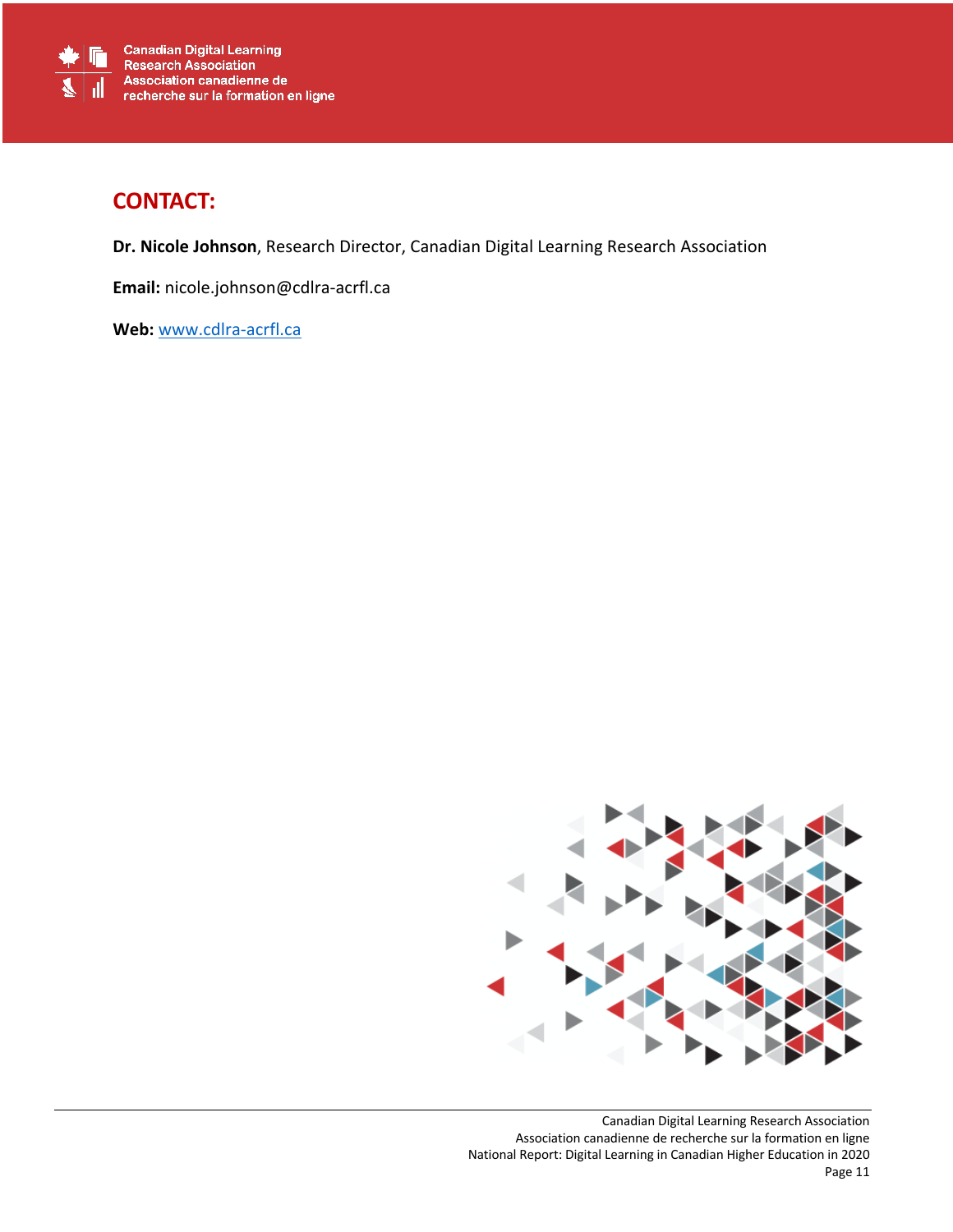## CONTACT:

**Dr. Nicole Johnson**, Research Director, Canadian Digital Learning Research Association

**Email:** nicole.johnson@cdlra-acrfl.ca

**Web:** [www.cdlra-acrfl.ca](http://www.cdlra-acrfl.ca)